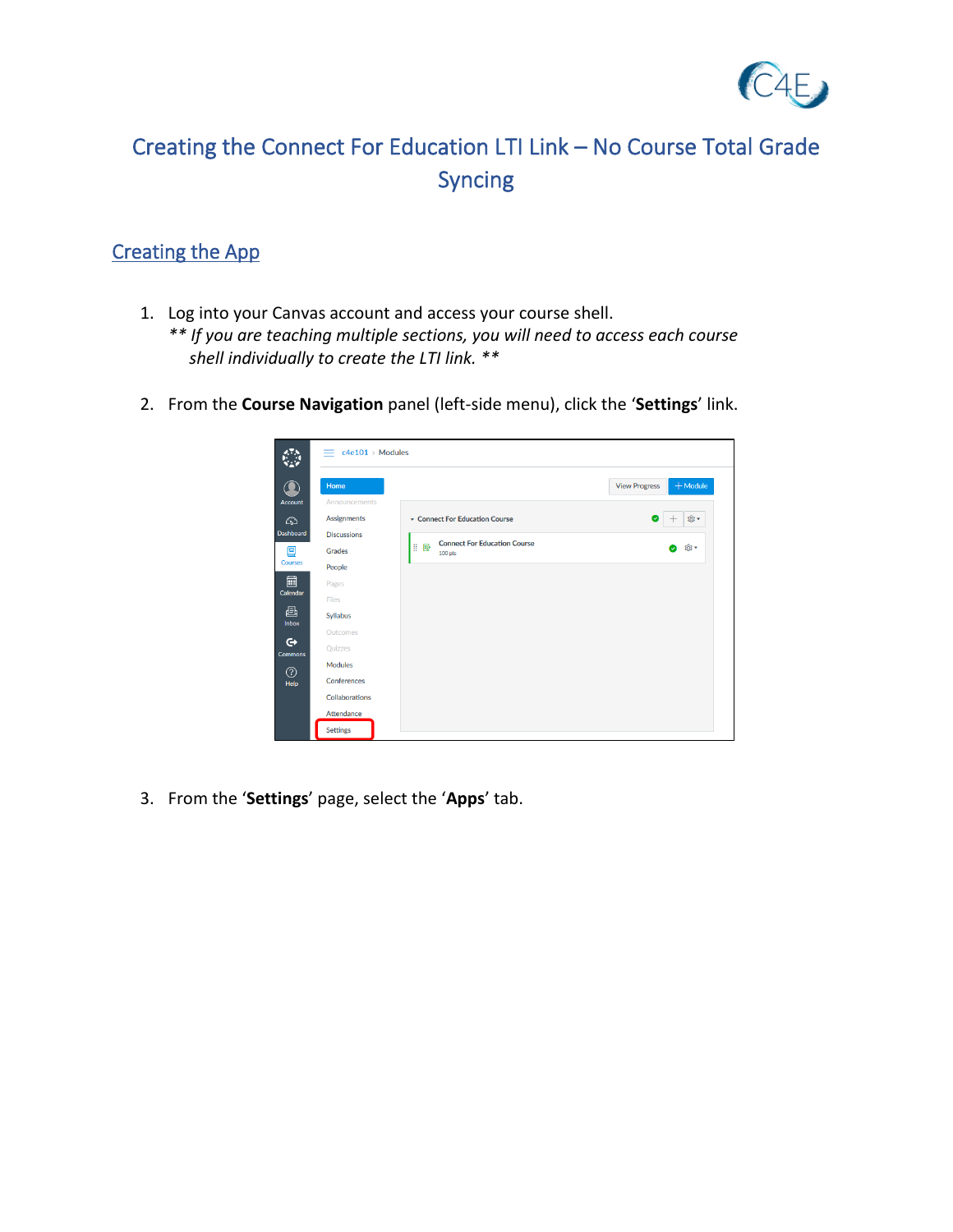# Creating the Connect For Education LTI Link – No Course Total Grade Syncing

## Creating the App

1. Log into your Canvas account and access your course shell.
   *** If you are teaching multiple sections, you will need to access each course shell individually to create the LTI link. ***

2. From the **Course Navigation** panel (left-side menu), click the '**Settings**' link.

3. From the '**Settings**' page, select the '**Apps**' tab.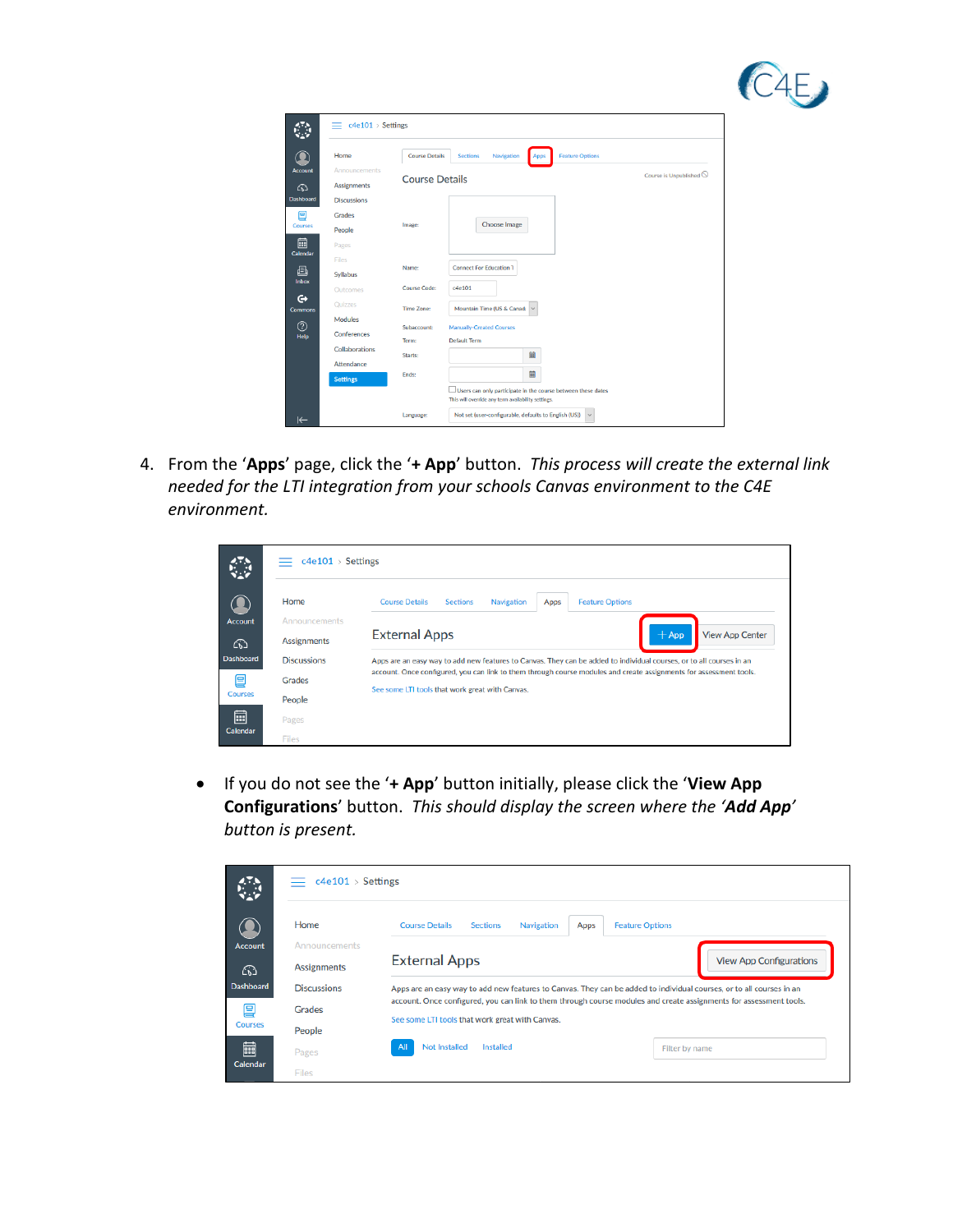4. From the '**Apps**' page, click the '**+ App**' button. *This process will create the external link needed for the LTI integration from your schools Canvas environment to the C4E environment.*

- If you do not see the '**+ App**' button initially, please click the '**View App Configurations**' button. *This should display the screen where the '**Add App**' button is present.*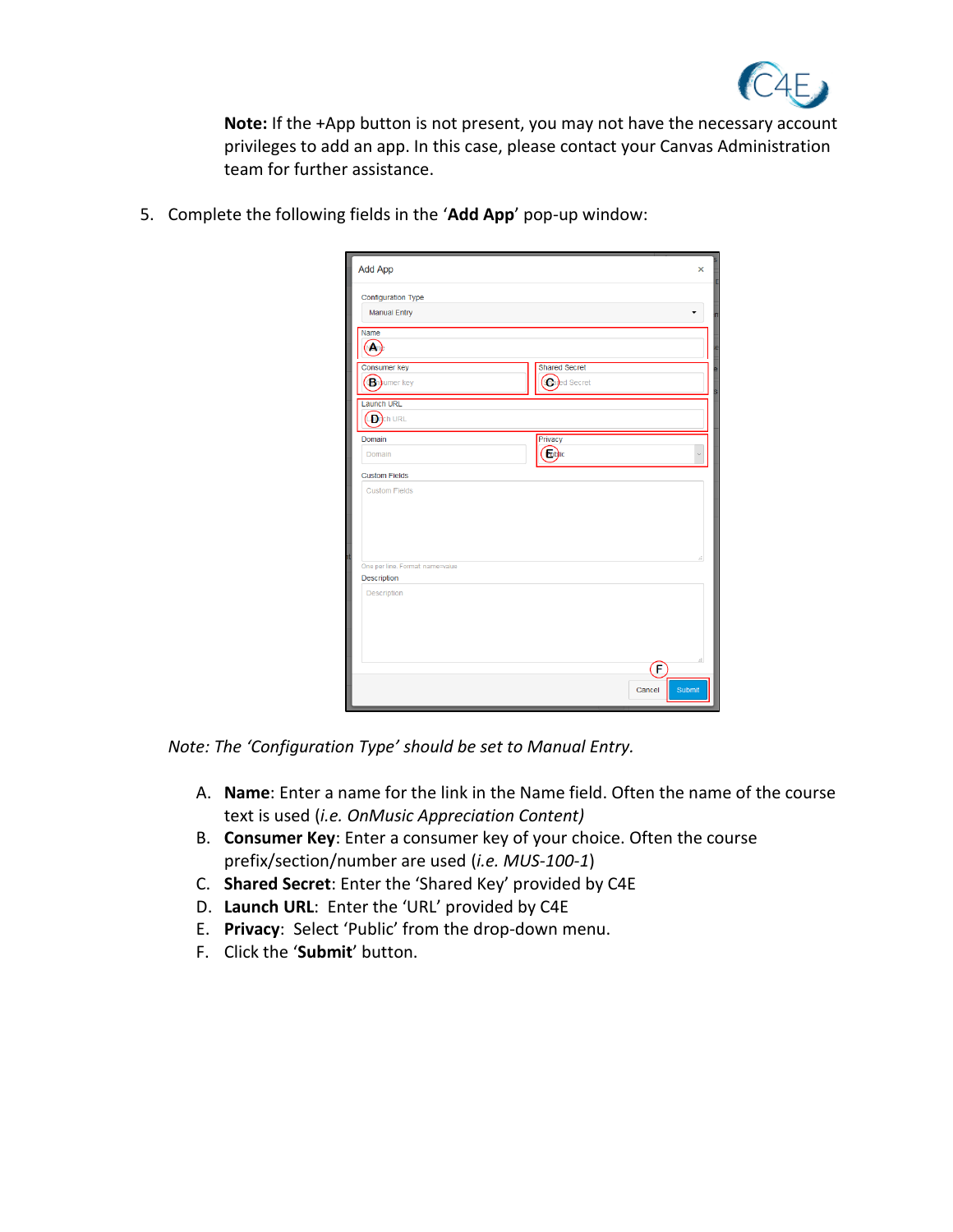**Note:** If the +App button is not present, you may not have the necessary account privileges to add an app. In this case, please contact your Canvas Administration team for further assistance.

5. Complete the following fields in the '**Add App**' pop-up window:

*Note: The 'Configuration Type' should be set to Manual Entry.*

A. **Name**: Enter a name for the link in the Name field. Often the name of the course text is used (*i.e. OnMusic Appreciation Content)*
B. **Consumer Key**: Enter a consumer key of your choice. Often the course prefix/section/number are used (*i.e. MUS-100-1*)
C. **Shared Secret**: Enter the 'Shared Key' provided by C4E
D. **Launch URL**: Enter the 'URL' provided by C4E
E. **Privacy**: Select 'Public' from the drop-down menu.
F. Click the '**Submit**' button.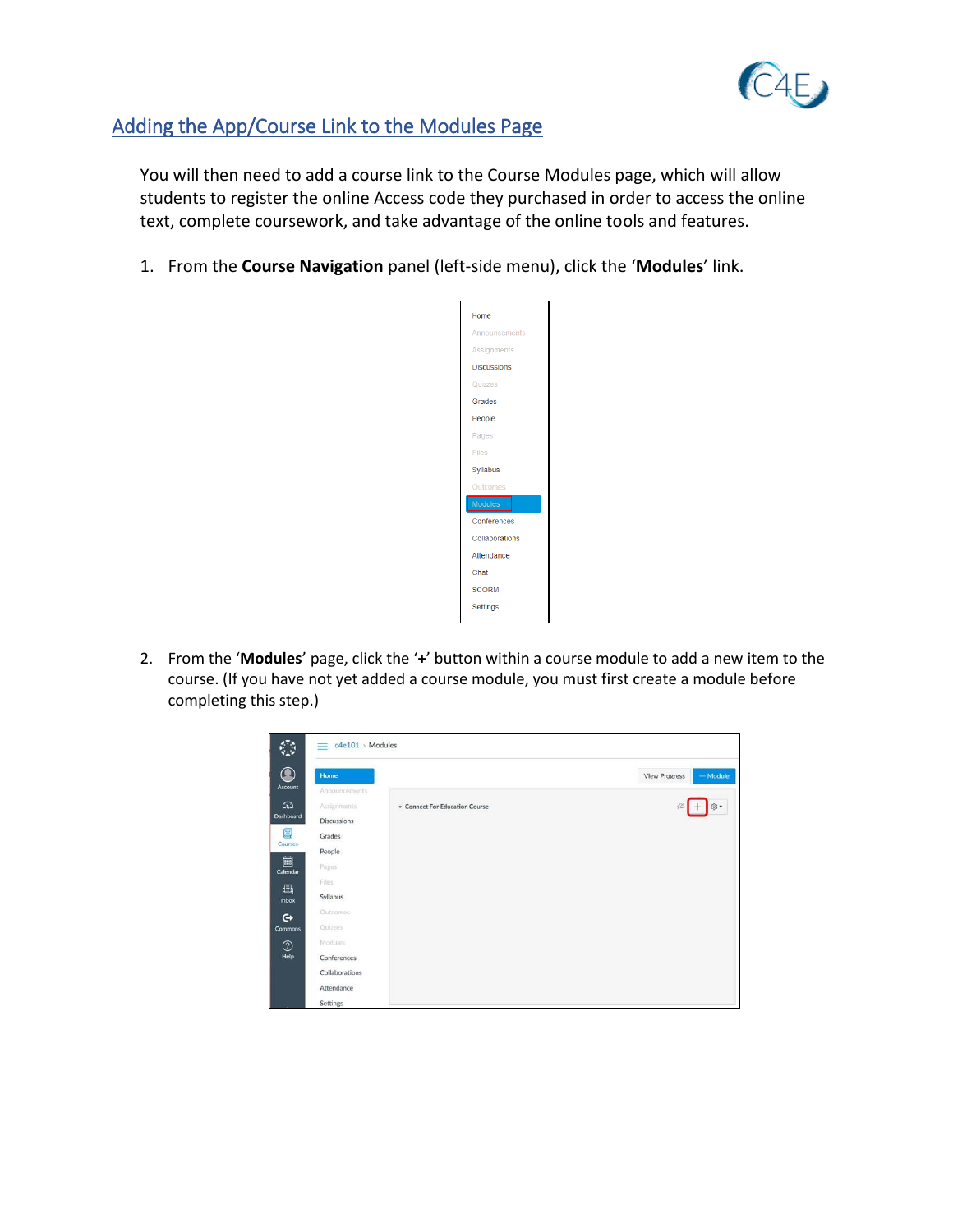## Adding the App/Course Link to the Modules Page

You will then need to add a course link to the Course Modules page, which will allow students to register the online Access code they purchased in order to access the online text, complete coursework, and take advantage of the online tools and features.

1. From the **Course Navigation** panel (left-side menu), click the '**Modules**' link.

2. From the '**Modules**' page, click the '**+**' button within a course module to add a new item to the course. (If you have not yet added a course module, you must first create a module before completing this step.)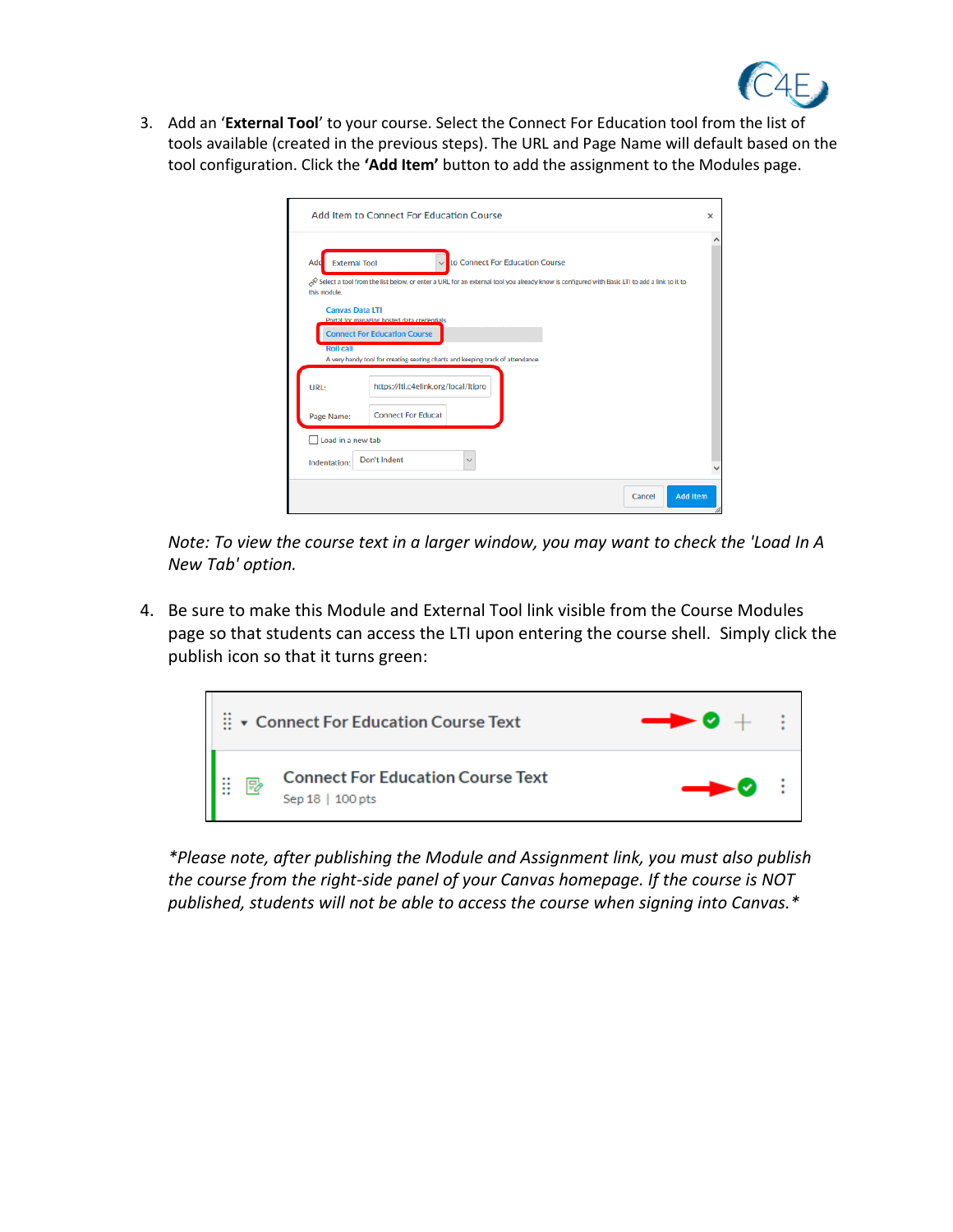3. Add an '**External Tool**' to your course. Select the Connect For Education tool from the list of tools available (created in the previous steps). The URL and Page Name will default based on the tool configuration. Click the **'Add Item'** button to add the assignment to the Modules page.

   *Note: To view the course text in a larger window, you may want to check the 'Load In A New Tab' option.*

4. Be sure to make this Module and External Tool link visible from the Course Modules page so that students can access the LTI upon entering the course shell. Simply click the publish icon so that it turns green:

   *\*Please note, after publishing the Module and Assignment link, you must also publish the course from the right-side panel of your Canvas homepage. If the course is NOT published, students will not be able to access the course when signing into Canvas.\**